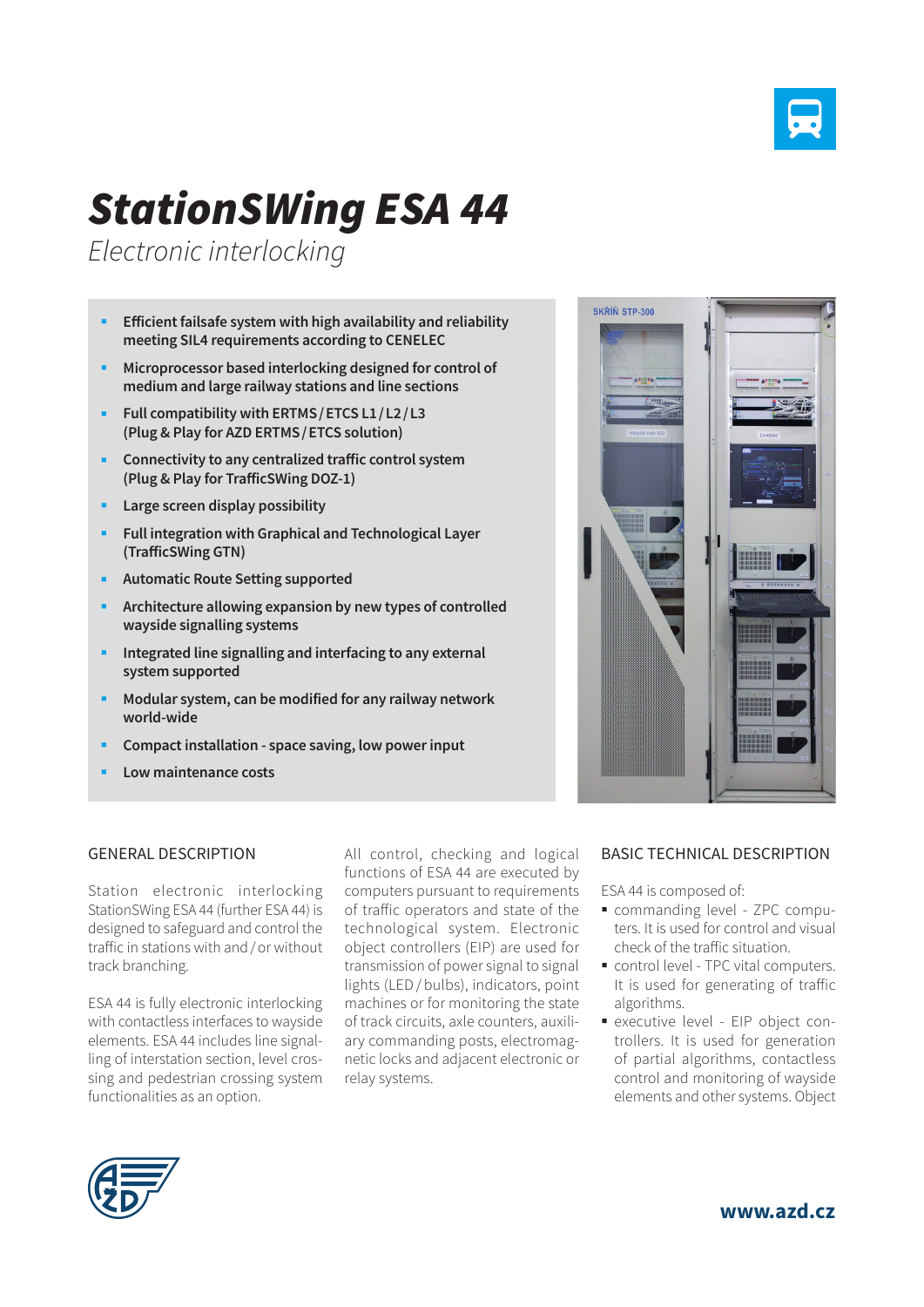# StationSWing ESA 44

*Electronic interlocking*

- **Efficient failsafe system with high availability and reliability meeting SIL4 requirements according to CENELEC**
- **Microprocessor based interlocking designed for control of medium and large railway stations and line sections**
- **Full compatibility with ERTMS / ETCS L1 / L2 / L3 (Plug & Play for AZD ERTMS / ETCS solution)**
- **Connectivity to any centralized traffic control system (Plug & Play for TrafficSWing DOZ-1)**
- **Large screen display possibility**
- **Full integration with Graphical and Technological Layer (TrafficSWing GTN)**
- **Automatic Route Setting supported**
- **Architecture allowing expansion by new types of controlled wayside signalling systems**
- **Integrated line signalling and interfacing to any external system supported**
- **Modular system, can be modified for any railway network world-wide**
- **Compact installation - space saving, low power input**
- **Low maintenance costs**

## GENERAL DESCRIPTION

Station electronic interlocking StationSWing ESA 44 (further ESA 44) is designed to safeguard and control the traffic in stations with and / or without track branching.

ESA 44 is fully electronic interlocking with contactless interfaces to wayside elements. ESA 44 includes line signalling of interstation section, level crossing and pedestrian crossing system functionalities as an option.

All control, checking and logical functions of ESA 44 are executed by computers pursuant to requirements of traffic operators and state of the technological system. Electronic object controllers (EIP) are used for transmission of power signal to signal lights (LED / bulbs), indicators, point machines or for monitoring the state of track circuits, axle counters, auxiliary commanding posts, electromagnetic locks and adjacent electronic or relay systems.

## BASIC TECHNICAL DESCRIPTION

ESA 44 is composed of:

- commanding level - ZPC computers. It is used for control and visual check of the traffic situation.
- control level - TPC vital computers. It is used for generating of traffic algorithms.
- executive level - EIP object controllers. It is used for generation of partial algorithms, contactless control and monitoring of wayside elements and other systems. Object

www.azd.cz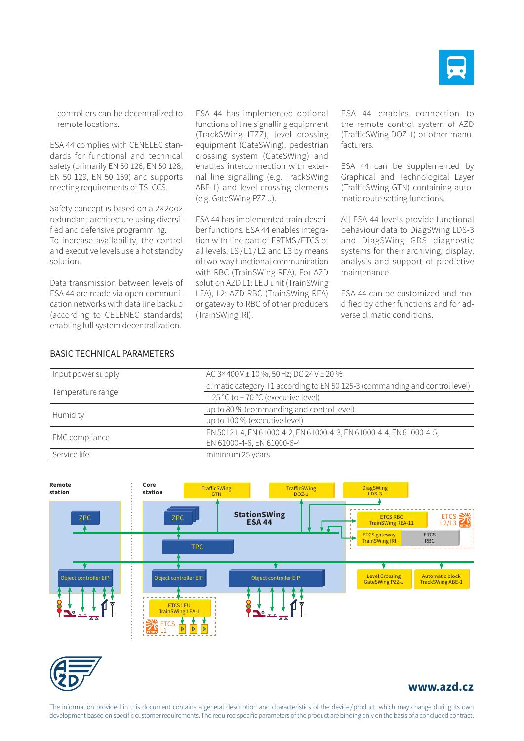controllers can be decentralized to remote locations.

ESA 44 complies with CENELEC standards for functional and technical safety (primarily EN 50 126, EN 50 128, EN 50 129, EN 50 159) and supports meeting requirements of TSI CCS.

Safety concept is based on a 2×2oo2 redundant architecture using diversified and defensive programming. To increase availability, the control and executive levels use a hot standby solution.

Data transmission between levels of ESA 44 are made via open communication networks with data line backup (according to CELENEC standards) enabling full system decentralization.

ESA 44 has implemented optional functions of line signalling equipment (TrackSWing ITZZ), level crossing equipment (GateSWing), pedestrian crossing system (GateSWing) and enables interconnection with external line signalling (e.g. TrackSWing ABE-1) and level crossing elements (e.g. GateSWing PZZ-J).

ESA 44 has implemented train describer functions. ESA 44 enables integration with line part of ERTMS / ETCS of all levels: LS / L1 / L2 and L3 by means of two-way functional communication with RBC (TrainSWing REA). For AZD solution AZD L1: LEU unit (TrainSWing LEA), L2: AZD RBC (TrainSWing REA) or gateway to RBC of other producers (TrainSWing IRI).

ESA 44 enables connection to the remote control system of AZD (TrafficSWing DOZ-1) or other manufacturers.

ESA 44 can be supplemented by Graphical and Technological Layer (TrafficSWing GTN) containing automatic route setting functions.

All ESA 44 levels provide functional behaviour data to DiagSWing LDS-3 and DiagSWing GDS diagnostic systems for their archiving, display, analysis and support of predictive maintenance.

ESA 44 can be customized and modified by other functions and for adverse climatic conditions.

## BASIC TECHNICAL PARAMETERS

| | |
|---|---|
| Input power supply | AC 3×400 V ± 10 %, 50 Hz; DC 24 V ± 20 % |
| Temperature range | climatic category T1 according to EN 50 125-3 (commanding and control level) |
| | – 25 °C to + 70 °C (executive level) |
| Humidity | up to 80 % (commanding and control level) |
| | up to 100 % (executive level) |
| EMC compliance | EN 50121-4, EN 61000-4-2, EN 61000-4-3, EN 61000-4-4, EN 61000-4-5, EN 61000-4-6, EN 61000-6-4 |
| Service life | minimum 25 years |

Remote station

Core station

TrafficSWing GTN

TrafficSWing DOZ-1

DiagSWing LDS-3

StationSWing ESA 44

ZPC

ZPC

TPC

ETCS RBC TrainSWing REA-11

ETCS L2/L3

ETCS gateway TrainSWing IRI

ETCS RBC

Object controller EIP

Object controller EIP

Object controller EIP

Level Crossing GateSWing PZZ-J

Automatic block TrackSWing ABE-1

ETCS LEU TrainSWing LEA-1

ETCS L1

www.azd.cz

The information provided in this document contains a general description and characteristics of the device / product, which may change during its own development based on specific customer requirements. The required specific parameters of the product are binding only on the basis of a concluded contract.